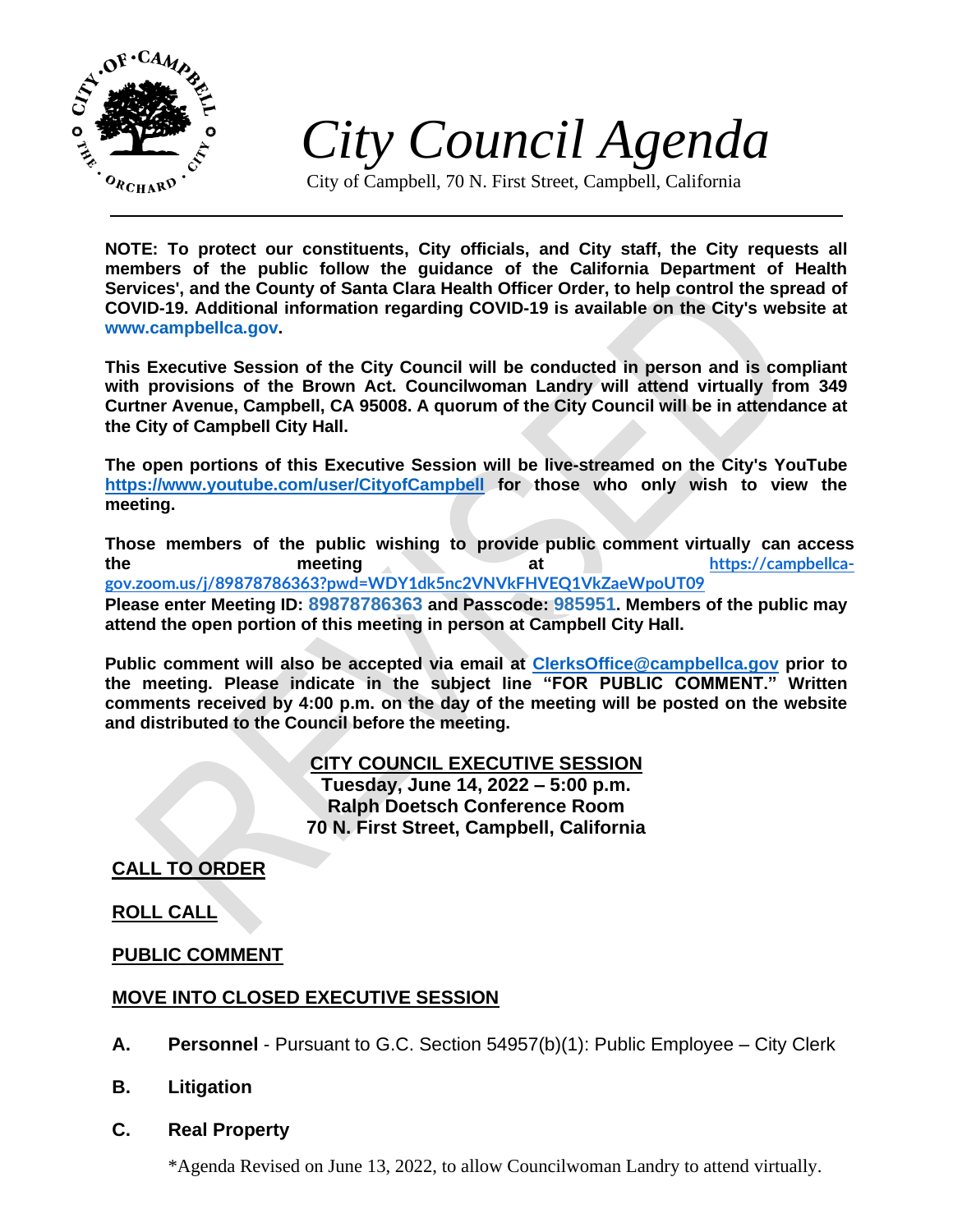# *City Council Agenda*

City of Campbell, 70 N. First Street, Campbell, California

**NOTE: To protect our constituents, City officials, and City staff, the City requests all members of the public follow the guidance of the California Department of Health Services', and the County of Santa Clara Health Officer Order, to help control the spread of COVID-19. Additional information regarding COVID-19 is available on the City's website at www.campbellca.gov.**

**This Executive Session of the City Council will be conducted in person and is compliant with provisions of the Brown Act. Councilwoman Landry will attend virtually from 349 Curtner Avenue, Campbell, CA 95008. A quorum of the City Council will be in attendance at the City of Campbell City Hall.**

**The open portions of this Executive Session will be live-streamed on the City's YouTube https://www.youtube.com/user/CityofCampbell for those who only wish to view the meeting.**

**Those members of the public wishing to provide public comment virtually can access the meeting at https://campbellca-gov.zoom.us/j/89878786363?pwd=WDY1dk5nc2VNVkFHVEQ1VkZaeWpoUT09**
**Please enter Meeting ID: 89878786363 and Passcode: 985951. Members of the public may attend the open portion of this meeting in person at Campbell City Hall.**

**Public comment will also be accepted via email at ClerksOffice@campbellca.gov prior to the meeting. Please indicate in the subject line "FOR PUBLIC COMMENT." Written comments received by 4:00 p.m. on the day of the meeting will be posted on the website and distributed to the Council before the meeting.**

**CITY COUNCIL EXECUTIVE SESSION**
**Tuesday, June 14, 2022 – 5:00 p.m.**
**Ralph Doetsch Conference Room**
**70 N. First Street, Campbell, California**

## CALL TO ORDER

## ROLL CALL

## PUBLIC COMMENT

## MOVE INTO CLOSED EXECUTIVE SESSION

**A. Personnel** - Pursuant to G.C. Section 54957(b)(1): Public Employee – City Clerk

**B. Litigation**

**C. Real Property**

*Agenda Revised on June 13, 2022, to allow Councilwoman Landry to attend virtually.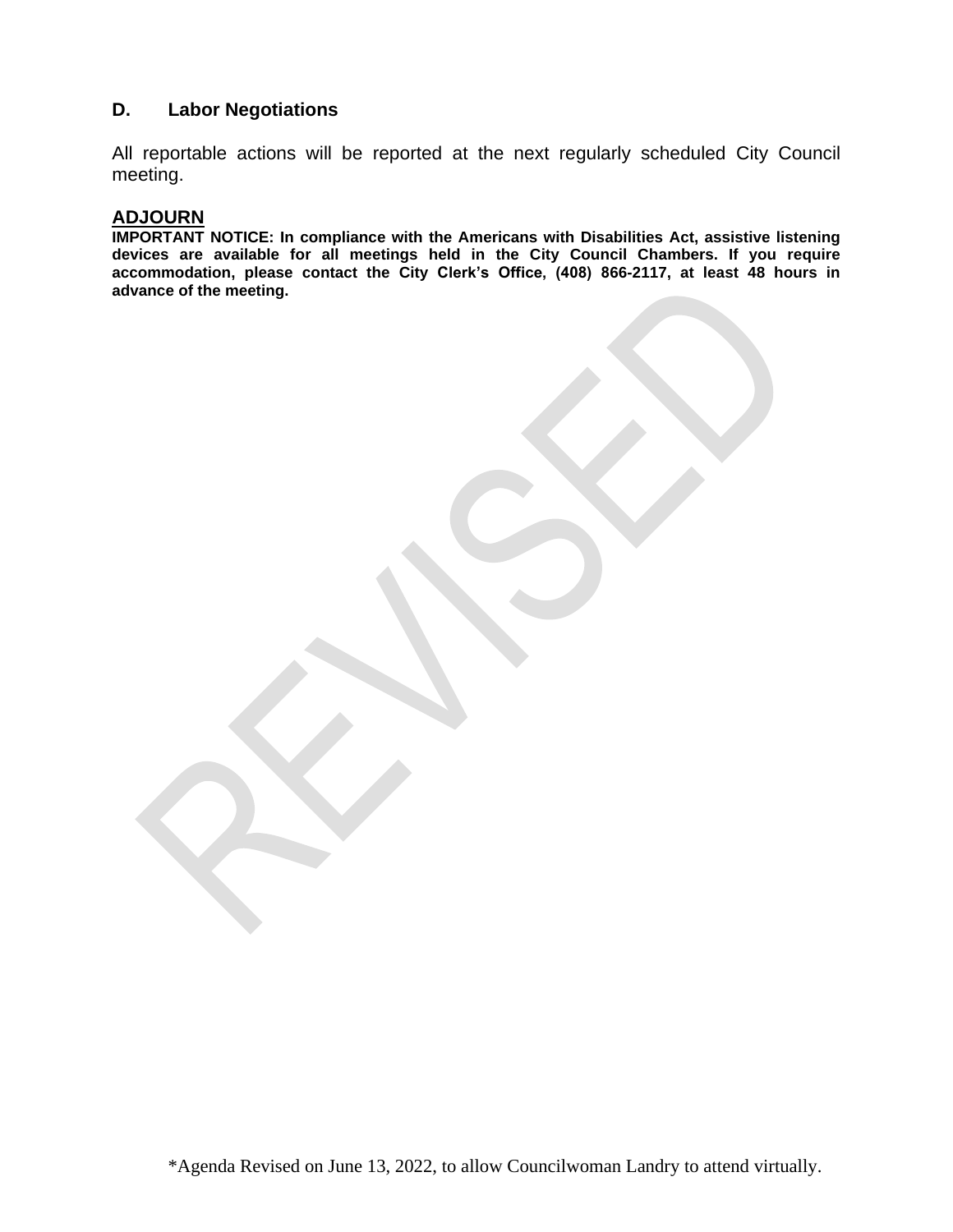## D. Labor Negotiations

All reportable actions will be reported at the next regularly scheduled City Council meeting.

## ADJOURN

**IMPORTANT NOTICE: In compliance with the Americans with Disabilities Act, assistive listening devices are available for all meetings held in the City Council Chambers. If you require accommodation, please contact the City Clerk's Office, (408) 866-2117, at least 48 hours in advance of the meeting.**

*Agenda Revised on June 13, 2022, to allow Councilwoman Landry to attend virtually.